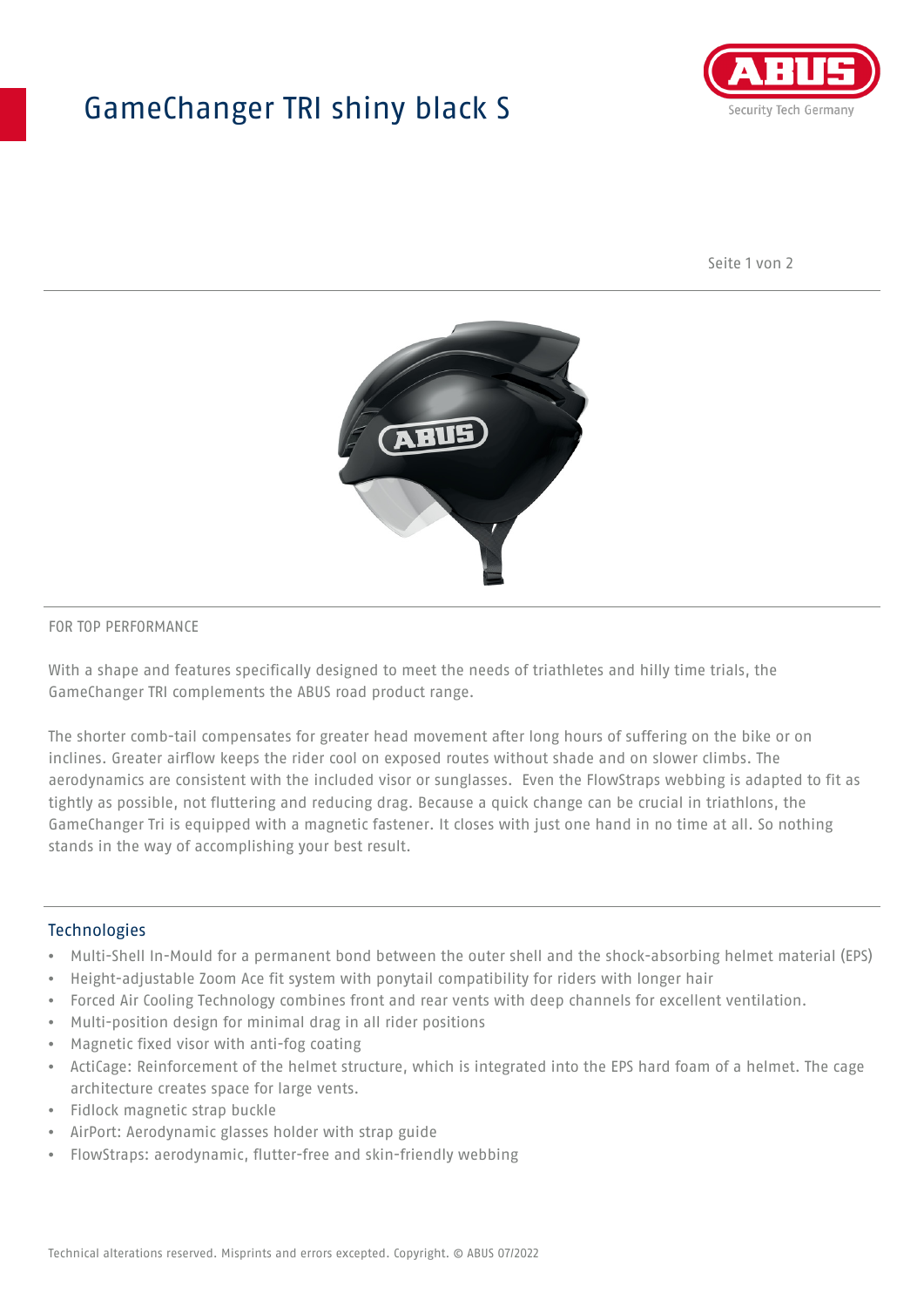# GameChanger TRI shiny black S

FOR TOP PERFORMANCE

With a shape and features specifically designed to meet the needs of triathletes and hilly time trials, the GameChanger TRI complements the ABUS road product range.

The shorter comb-tail compensates for greater head movement after long hours of suffering on the bike or on inclines. Greater airflow keeps the rider cool on exposed routes without shade and on slower climbs. The aerodynamics are consistent with the included visor or sunglasses. Even the FlowStraps webbing is adapted to fit as tightly as possible, not fluttering and reducing drag. Because a quick change can be crucial in triathlons, the GameChanger Tri is equipped with a magnetic fastener. It closes with just one hand in no time at all. So nothing stands in the way of accomplishing your best result.

## Technologies

- Multi-Shell In-Mould for a permanent bond between the outer shell and the shock-absorbing helmet material (EPS)
- Height-adjustable Zoom Ace fit system with ponytail compatibility for riders with longer hair
- Forced Air Cooling Technology combines front and rear vents with deep channels for excellent ventilation.
- Multi-position design for minimal drag in all rider positions
- Magnetic fixed visor with anti-fog coating
- ActiCage: Reinforcement of the helmet structure, which is integrated into the EPS hard foam of a helmet. The cage architecture creates space for large vents.
- Fidlock magnetic strap buckle
- AirPort: Aerodynamic glasses holder with strap guide
- FlowStraps: aerodynamic, flutter-free and skin-friendly webbing

Technical alterations reserved. Misprints and errors excepted. Copyright. © ABUS 07/2022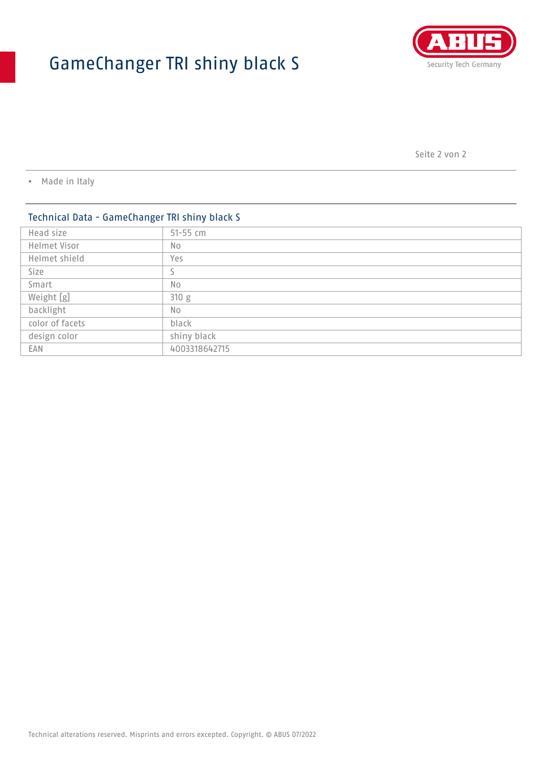- Made in Italy

## Technical Data - GameChanger TRI shiny black S

| | |
|---|---|
| Head size | 51-55 cm |
| Helmet Visor | No |
| Helmet shield | Yes |
| Size | S |
| Smart | No |
| Weight [g] | 310 g |
| backlight | No |
| color of facets | black |
| design color | shiny black |
| EAN | 4003318642715 |

Technical alterations reserved. Misprints and errors excepted. Copyright. © ABUS 07/2022